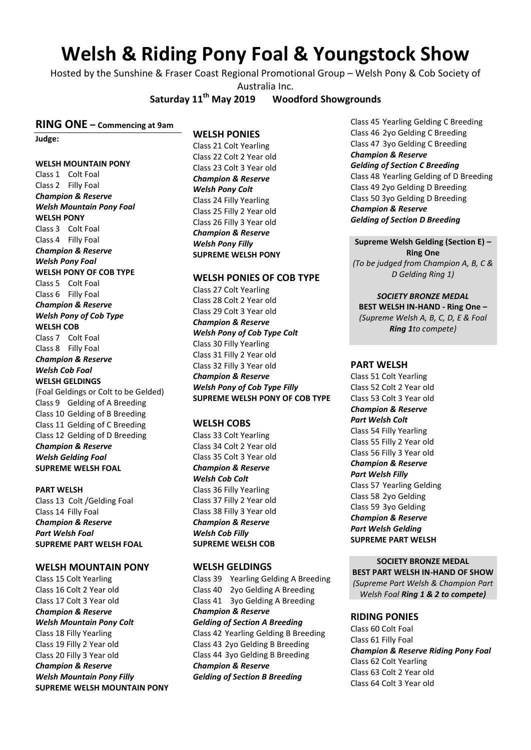# Welsh & Riding Pony Foal & Youngstock Show

Hosted by the Sunshine & Fraser Coast Regional Promotional Group – Welsh Pony & Cob Society of Australia Inc.

**Saturday 11th May 2019 Woodford Showgrounds**

## RING ONE – Commencing at 9am

**Judge:**

**WELSH MOUNTAIN PONY**
Class 1 Colt Foal
Class 2 Filly Foal
***Champion & Reserve***
***Welsh Mountain Pony Foal***

**WELSH PONY**
Class 3 Colt Foal
Class 4 Filly Foal
***Champion & Reserve***
***Welsh Pony Foal***

**WELSH PONY OF COB TYPE**
Class 5 Colt Foal
Class 6 Filly Foal
***Champion & Reserve***
***Welsh Pony of Cob Type***

**WELSH COB**
Class 7 Colt Foal
Class 8 Filly Foal
***Champion & Reserve***
***Welsh Cob Foal***

**WELSH GELDINGS**
(Foal Geldings or Colt to be Gelded)
Class 9 Gelding of A Breeding
Class 10 Gelding of B Breeding
Class 11 Gelding of C Breeding
Class 12 Gelding of D Breeding
***Champion & Reserve***
***Welsh Gelding Foal***
**SUPREME WELSH FOAL**

**PART WELSH**
Class 13 Colt /Gelding Foal
Class 14 Filly Foal
***Champion & Reserve***
***Part Welsh Foal***
**SUPREME PART WELSH FOAL**

### WELSH MOUNTAIN PONY

Class 15 Colt Yearling
Class 16 Colt 2 Year old
Class 17 Colt 3 Year old
***Champion & Reserve***
***Welsh Mountain Pony Colt***
Class 18 Filly Yearling
Class 19 Filly 2 Year old
Class 20 Filly 3 Year old
***Champion & Reserve***
***Welsh Mountain Pony Filly***
**SUPREME WELSH MOUNTAIN PONY**

### WELSH PONIES

Class 21 Colt Yearling
Class 22 Colt 2 Year old
Class 23 Colt 3 Year old
***Champion & Reserve***
***Welsh Pony Colt***
Class 24 Filly Yearling
Class 25 Filly 2 Year old
Class 26 Filly 3 Year old
***Champion & Reserve***
***Welsh Pony Filly***
**SUPREME WELSH PONY**

### WELSH PONIES OF COB TYPE

Class 27 Colt Yearling
Class 28 Colt 2 Year old
Class 29 Colt 3 Year old
***Champion & Reserve***
***Welsh Pony of Cob Type Colt***
Class 30 Filly Yearling
Class 31 Filly 2 Year old
Class 32 Filly 3 Year old
***Champion & Reserve***
***Welsh Pony of Cob Type Filly***
**SUPREME WELSH PONY OF COB TYPE**

### WELSH COBS

Class 33 Colt Yearling
Class 34 Colt 2 Year old
Class 35 Colt 3 Year old
***Champion & Reserve***
***Welsh Cob Colt***
Class 36 Filly Yearling
Class 37 Filly 2 Year old
Class 38 Filly 3 Year old
***Champion & Reserve***
***Welsh Cob Filly***
**SUPREME WELSH COB**

### WELSH GELDINGS

Class 39 Yearling Gelding A Breeding
Class 40 2yo Gelding A Breeding
Class 41 3yo Gelding A Breeding
***Champion & Reserve***
***Gelding of Section A Breeding***
Class 42 Yearling Gelding B Breeding
Class 43 2yo Gelding B Breeding
Class 44 3yo Gelding B Breeding
***Champion & Reserve***
***Gelding of Section B Breeding***
Class 45 Yearling Gelding C Breeding
Class 46 2yo Gelding C Breeding
Class 47 3yo Gelding C Breeding
***Champion & Reserve***
***Gelding of Section C Breeding***
Class 48 Yearling Gelding of D Breeding
Class 49 2yo Gelding D Breeding
Class 50 3yo Gelding D Breeding
***Champion & Reserve***
***Gelding of Section D Breeding***

**Supreme Welsh Gelding (Section E) – Ring One**
*(To be judged from Champion A, B, C & D Gelding Ring 1)*

***SOCIETY BRONZE MEDAL***
**BEST WELSH IN-HAND - Ring One –**
*(Supreme Welsh A, B, C, D, E & Foal **Ring 1**to compete)*

### PART WELSH

Class 51 Colt Yearling
Class 52 Colt 2 Year old
Class 53 Colt 3 Year old
***Champion & Reserve***
***Part Welsh Colt***
Class 54 Filly Yearling
Class 55 Filly 2 Year old
Class 56 Filly 3 Year old
***Champion & Reserve***
***Part Welsh Filly***
Class 57 Yearling Gelding
Class 58 2yo Gelding
Class 59 3yo Gelding
***Champion & Reserve***
***Part Welsh Gelding***
**SUPREME PART WELSH**

**SOCIETY BRONZE MEDAL**
**BEST PART WELSH IN-HAND OF SHOW**
*(Supreme Part Welsh & Champion Part Welsh Foal **Ring 1 & 2 to compete)***

### RIDING PONIES

Class 60 Colt Foal
Class 61 Filly Foal
***Champion & Reserve Riding Pony Foal***
Class 62 Colt Yearling
Class 63 Colt 2 Year old
Class 64 Colt 3 Year old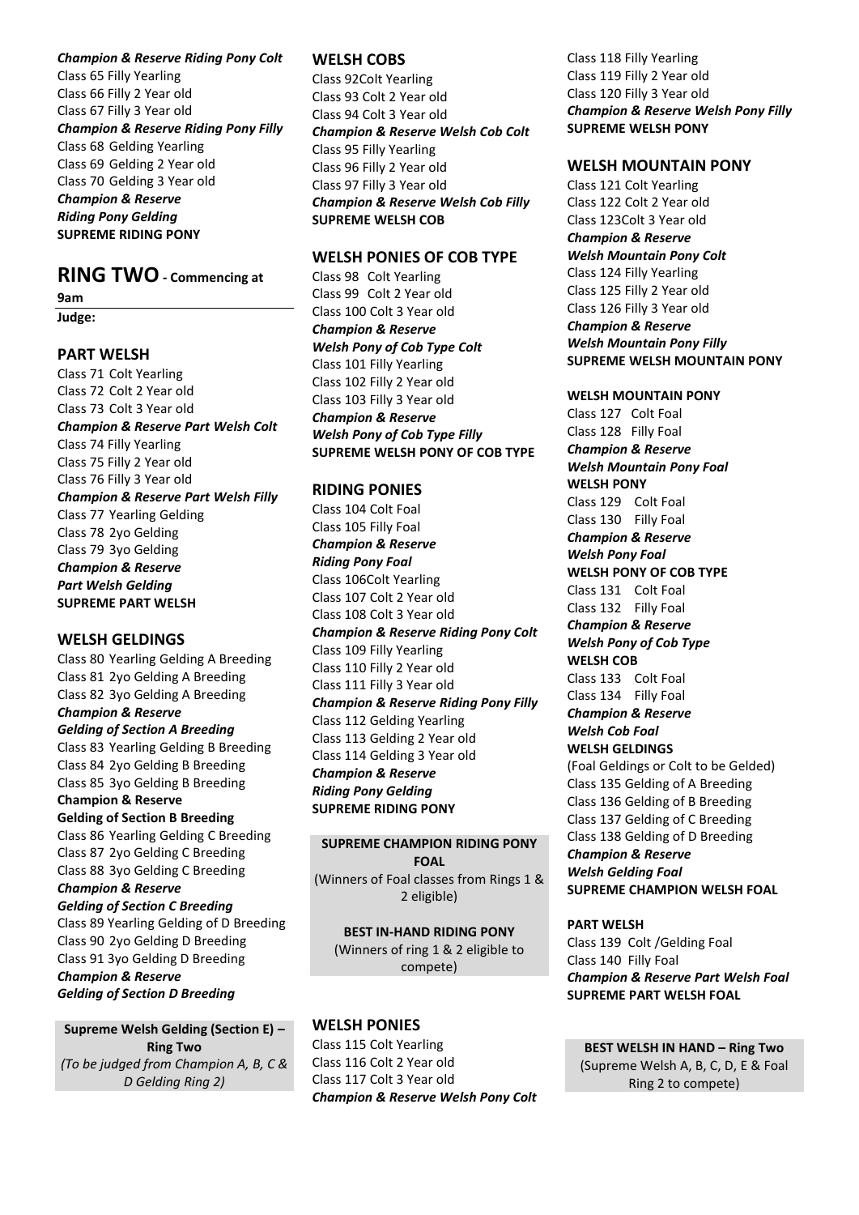***Champion & Reserve Riding Pony Colt***
Class 65 Filly Yearling
Class 66 Filly 2 Year old
Class 67 Filly 3 Year old
***Champion & Reserve Riding Pony Filly***
Class 68 Gelding Yearling
Class 69 Gelding 2 Year old
Class 70 Gelding 3 Year old
***Champion & Reserve***
***Riding Pony Gelding***
**SUPREME RIDING PONY**

# RING TWO - Commencing at 9am

**Judge:**

### PART WELSH

Class 71 Colt Yearling
Class 72 Colt 2 Year old
Class 73 Colt 3 Year old
***Champion & Reserve Part Welsh Colt***
Class 74 Filly Yearling
Class 75 Filly 2 Year old
Class 76 Filly 3 Year old
***Champion & Reserve Part Welsh Filly***
Class 77 Yearling Gelding
Class 78 2yo Gelding
Class 79 3yo Gelding
***Champion & Reserve***
***Part Welsh Gelding***
**SUPREME PART WELSH**

### WELSH GELDINGS

Class 80 Yearling Gelding A Breeding
Class 81 2yo Gelding A Breeding
Class 82 3yo Gelding A Breeding
***Champion & Reserve***
***Gelding of Section A Breeding***
Class 83 Yearling Gelding B Breeding
Class 84 2yo Gelding B Breeding
Class 85 3yo Gelding B Breeding
**Champion & Reserve**
**Gelding of Section B Breeding**
Class 86 Yearling Gelding C Breeding
Class 87 2yo Gelding C Breeding
Class 88 3yo Gelding C Breeding
***Champion & Reserve***
***Gelding of Section C Breeding***
Class 89 Yearling Gelding of D Breeding
Class 90 2yo Gelding D Breeding
Class 91 3yo Gelding D Breeding
***Champion & Reserve***
***Gelding of Section D Breeding***

**Supreme Welsh Gelding (Section E) – Ring Two**
*(To be judged from Champion A, B, C & D Gelding Ring 2)*

### WELSH COBS

Class 92Colt Yearling
Class 93 Colt 2 Year old
Class 94 Colt 3 Year old
***Champion & Reserve Welsh Cob Colt***
Class 95 Filly Yearling
Class 96 Filly 2 Year old
Class 97 Filly 3 Year old
***Champion & Reserve Welsh Cob Filly***
**SUPREME WELSH COB**

### WELSH PONIES OF COB TYPE

Class 98 Colt Yearling
Class 99 Colt 2 Year old
Class 100 Colt 3 Year old
***Champion & Reserve***
***Welsh Pony of Cob Type Colt***
Class 101 Filly Yearling
Class 102 Filly 2 Year old
Class 103 Filly 3 Year old
***Champion & Reserve***
***Welsh Pony of Cob Type Filly***
**SUPREME WELSH PONY OF COB TYPE**

### RIDING PONIES

Class 104 Colt Foal
Class 105 Filly Foal
***Champion & Reserve***
***Riding Pony Foal***
Class 106Colt Yearling
Class 107 Colt 2 Year old
Class 108 Colt 3 Year old
***Champion & Reserve Riding Pony Colt***
Class 109 Filly Yearling
Class 110 Filly 2 Year old
Class 111 Filly 3 Year old
***Champion & Reserve Riding Pony Filly***
Class 112 Gelding Yearling
Class 113 Gelding 2 Year old
Class 114 Gelding 3 Year old
***Champion & Reserve***
***Riding Pony Gelding***
**SUPREME RIDING PONY**

**SUPREME CHAMPION RIDING PONY FOAL**
(Winners of Foal classes from Rings 1 & 2 eligible)

**BEST IN-HAND RIDING PONY**
(Winners of ring 1 & 2 eligible to compete)

### WELSH PONIES

Class 115 Colt Yearling
Class 116 Colt 2 Year old
Class 117 Colt 3 Year old
***Champion & Reserve Welsh Pony Colt***
Class 118 Filly Yearling
Class 119 Filly 2 Year old
Class 120 Filly 3 Year old
***Champion & Reserve Welsh Pony Filly***
**SUPREME WELSH PONY**

### WELSH MOUNTAIN PONY

Class 121 Colt Yearling
Class 122 Colt 2 Year old
Class 123Colt 3 Year old
***Champion & Reserve***
***Welsh Mountain Pony Colt***
Class 124 Filly Yearling
Class 125 Filly 2 Year old
Class 126 Filly 3 Year old
***Champion & Reserve***
***Welsh Mountain Pony Filly***
**SUPREME WELSH MOUNTAIN PONY**

**WELSH MOUNTAIN PONY**
Class 127 Colt Foal
Class 128 Filly Foal
***Champion & Reserve***
***Welsh Mountain Pony Foal***
**WELSH PONY**
Class 129 Colt Foal
Class 130 Filly Foal
***Champion & Reserve***
***Welsh Pony Foal***
**WELSH PONY OF COB TYPE**
Class 131 Colt Foal
Class 132 Filly Foal
***Champion & Reserve***
***Welsh Pony of Cob Type***
**WELSH COB**
Class 133 Colt Foal
Class 134 Filly Foal
***Champion & Reserve***
***Welsh Cob Foal***
**WELSH GELDINGS**
(Foal Geldings or Colt to be Gelded)
Class 135 Gelding of A Breeding
Class 136 Gelding of B Breeding
Class 137 Gelding of C Breeding
Class 138 Gelding of D Breeding
***Champion & Reserve***
***Welsh Gelding Foal***
**SUPREME CHAMPION WELSH FOAL**

**PART WELSH**
Class 139 Colt /Gelding Foal
Class 140 Filly Foal
***Champion & Reserve Part Welsh Foal***
**SUPREME PART WELSH FOAL**

**BEST WELSH IN HAND – Ring Two**
(Supreme Welsh A, B, C, D, E & Foal Ring 2 to compete)